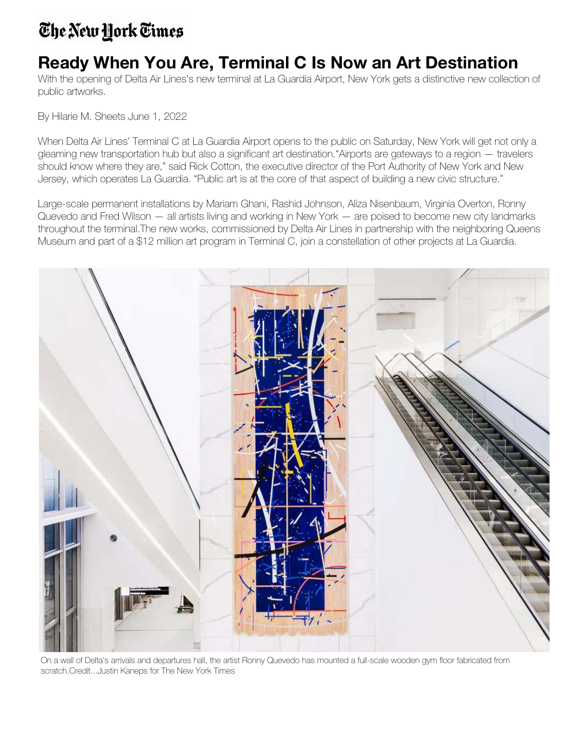# Ready When You Are, Terminal C Is Now an Art Destination

With the opening of Delta Air Lines's new terminal at La Guardia Airport, New York gets a distinctive new collection of public artworks.

By Hilarie M. Sheets June 1, 2022

When Delta Air Lines' Terminal C at La Guardia Airport opens to the public on Saturday, New York will get not only a gleaming new transportation hub but also a significant art destination."Airports are gateways to a region — travelers should know where they are," said Rick Cotton, the executive director of the Port Authority of New York and New Jersey, which operates La Guardia. "Public art is at the core of that aspect of building a new civic structure."

Large-scale permanent installations by Mariam Ghani, Rashid Johnson, Aliza Nisenbaum, Virginia Overton, Ronny Quevedo and Fred Wilson — all artists living and working in New York — are poised to become new city landmarks throughout the terminal.The new works, commissioned by Delta Air Lines in partnership with the neighboring Queens Museum and part of a $12 million art program in Terminal C, join a constellation of other projects at La Guardia.

On a wall of Delta's arrivals and departures hall, the artist Ronny Quevedo has mounted a full-scale wooden gym floor fabricated from scratch.Credit...Justin Kaneps for The New York Times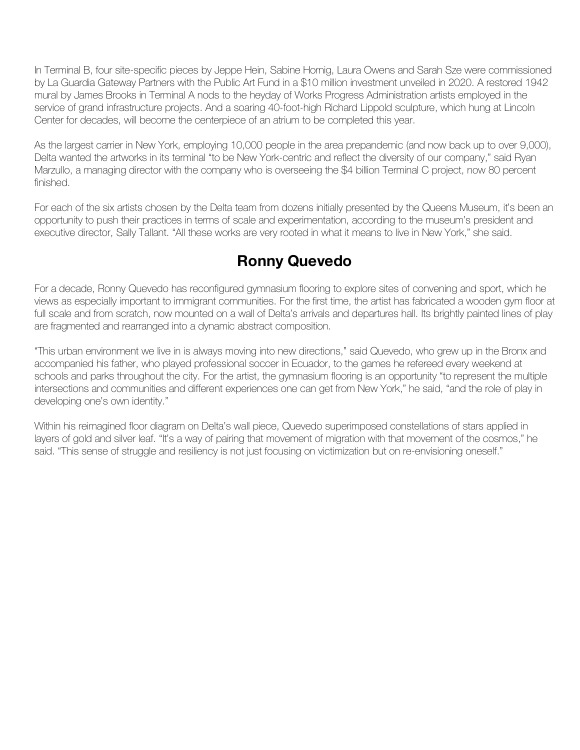In Terminal B, four site-specific pieces by Jeppe Hein, Sabine Hornig, Laura Owens and Sarah Sze were commissioned by La Guardia Gateway Partners with the Public Art Fund in a $10 million investment unveiled in 2020. A restored 1942 mural by James Brooks in Terminal A nods to the heyday of Works Progress Administration artists employed in the service of grand infrastructure projects. And a soaring 40-foot-high Richard Lippold sculpture, which hung at Lincoln Center for decades, will become the centerpiece of an atrium to be completed this year.

As the largest carrier in New York, employing 10,000 people in the area prepandemic (and now back up to over 9,000), Delta wanted the artworks in its terminal "to be New York-centric and reflect the diversity of our company," said Ryan Marzullo, a managing director with the company who is overseeing the $4 billion Terminal C project, now 80 percent finished.

For each of the six artists chosen by the Delta team from dozens initially presented by the Queens Museum, it's been an opportunity to push their practices in terms of scale and experimentation, according to the museum's president and executive director, Sally Tallant. "All these works are very rooted in what it means to live in New York," she said.

## Ronny Quevedo

For a decade, Ronny Quevedo has reconfigured gymnasium flooring to explore sites of convening and sport, which he views as especially important to immigrant communities. For the first time, the artist has fabricated a wooden gym floor at full scale and from scratch, now mounted on a wall of Delta's arrivals and departures hall. Its brightly painted lines of play are fragmented and rearranged into a dynamic abstract composition.

"This urban environment we live in is always moving into new directions," said Quevedo, who grew up in the Bronx and accompanied his father, who played professional soccer in Ecuador, to the games he refereed every weekend at schools and parks throughout the city. For the artist, the gymnasium flooring is an opportunity "to represent the multiple intersections and communities and different experiences one can get from New York," he said, "and the role of play in developing one's own identity."

Within his reimagined floor diagram on Delta's wall piece, Quevedo superimposed constellations of stars applied in layers of gold and silver leaf. "It's a way of pairing that movement of migration with that movement of the cosmos," he said. "This sense of struggle and resiliency is not just focusing on victimization but on re-envisioning oneself."